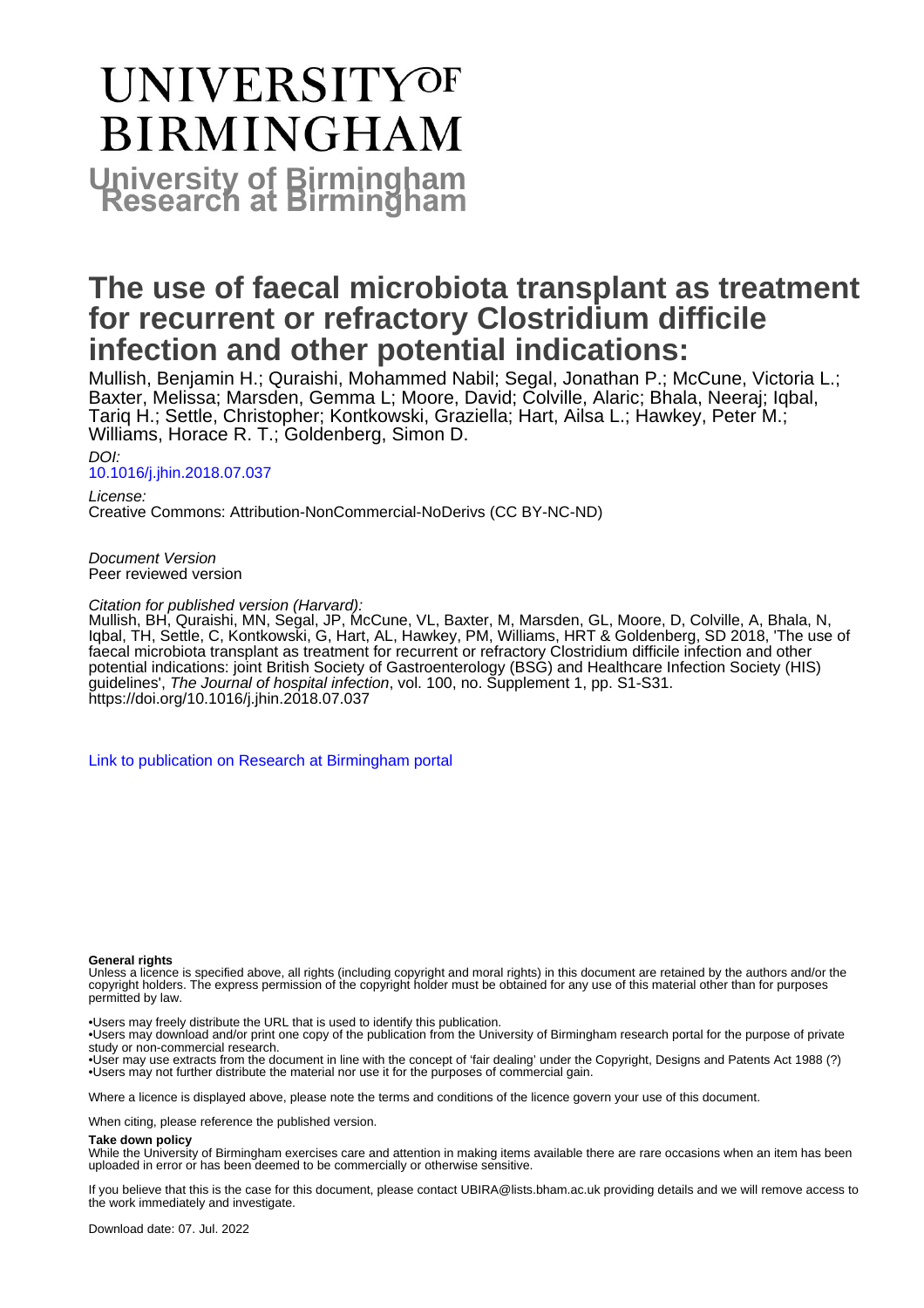# UNIVERSITY OF BIRMINGHAM

**University of Birmingham Research at Birmingham**

# The use of faecal microbiota transplant as treatment for recurrent or refractory Clostridium difficile infection and other potential indications:

Mullish, Benjamin H.; Quraishi, Mohammed Nabil; Segal, Jonathan P.; McCune, Victoria L.; Baxter, Melissa; Marsden, Gemma L; Moore, David; Colville, Alaric; Bhala, Neeraj; Iqbal, Tariq H.; Settle, Christopher; Kontkowski, Graziella; Hart, Ailsa L.; Hawkey, Peter M.; Williams, Horace R. T.; Goldenberg, Simon D.

*DOI:*
10.1016/j.jhin.2018.07.037

*License:*
Creative Commons: Attribution-NonCommercial-NoDerivs (CC BY-NC-ND)

*Document Version*
Peer reviewed version

*Citation for published version (Harvard):*
Mullish, BH, Quraishi, MN, Segal, JP, McCune, VL, Baxter, M, Marsden, GL, Moore, D, Colville, A, Bhala, N, Iqbal, TH, Settle, C, Kontkowski, G, Hart, AL, Hawkey, PM, Williams, HRT & Goldenberg, SD 2018, 'The use of faecal microbiota transplant as treatment for recurrent or refractory Clostridium difficile infection and other potential indications: joint British Society of Gastroenterology (BSG) and Healthcare Infection Society (HIS) guidelines', *The Journal of hospital infection*, vol. 100, no. Supplement 1, pp. S1-S31. https://doi.org/10.1016/j.jhin.2018.07.037

Link to publication on Research at Birmingham portal

**General rights**
Unless a licence is specified above, all rights (including copyright and moral rights) in this document are retained by the authors and/or the copyright holders. The express permission of the copyright holder must be obtained for any use of this material other than for purposes permitted by law.

•Users may freely distribute the URL that is used to identify this publication.
•Users may download and/or print one copy of the publication from the University of Birmingham research portal for the purpose of private study or non-commercial research.
•User may use extracts from the document in line with the concept of 'fair dealing' under the Copyright, Designs and Patents Act 1988 (?)
•Users may not further distribute the material nor use it for the purposes of commercial gain.

Where a licence is displayed above, please note the terms and conditions of the licence govern your use of this document.

When citing, please reference the published version.

**Take down policy**
While the University of Birmingham exercises care and attention in making items available there are rare occasions when an item has been uploaded in error or has been deemed to be commercially or otherwise sensitive.

If you believe that this is the case for this document, please contact UBIRA@lists.bham.ac.uk providing details and we will remove access to the work immediately and investigate.

Download date: 07. Jul. 2022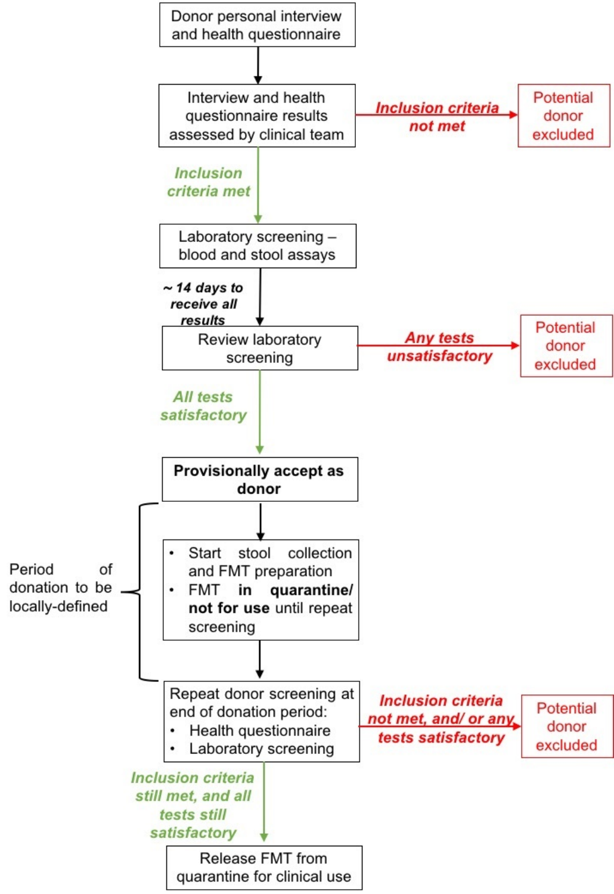Donor personal interview and health questionnaire

Interview and health questionnaire results assessed by clinical team

*Inclusion criteria not met*

Potential donor excluded

*Inclusion criteria met*

Laboratory screening – blood and stool assays

*~ 14 days to receive all results*

Review laboratory screening

*Any tests unsatisfactory*

Potential donor excluded

*All tests satisfactory*

**Provisionally accept as donor**

Period of donation to be locally-defined

- Start stool collection and FMT preparation
- FMT **in quarantine/ not for use** until repeat screening

Repeat donor screening at end of donation period:

- Health questionnaire
- Laboratory screening

*Inclusion criteria not met, and/ or any tests satisfactory*

Potential donor excluded

*Inclusion criteria still met, and all tests still satisfactory*

Release FMT from quarantine for clinical use